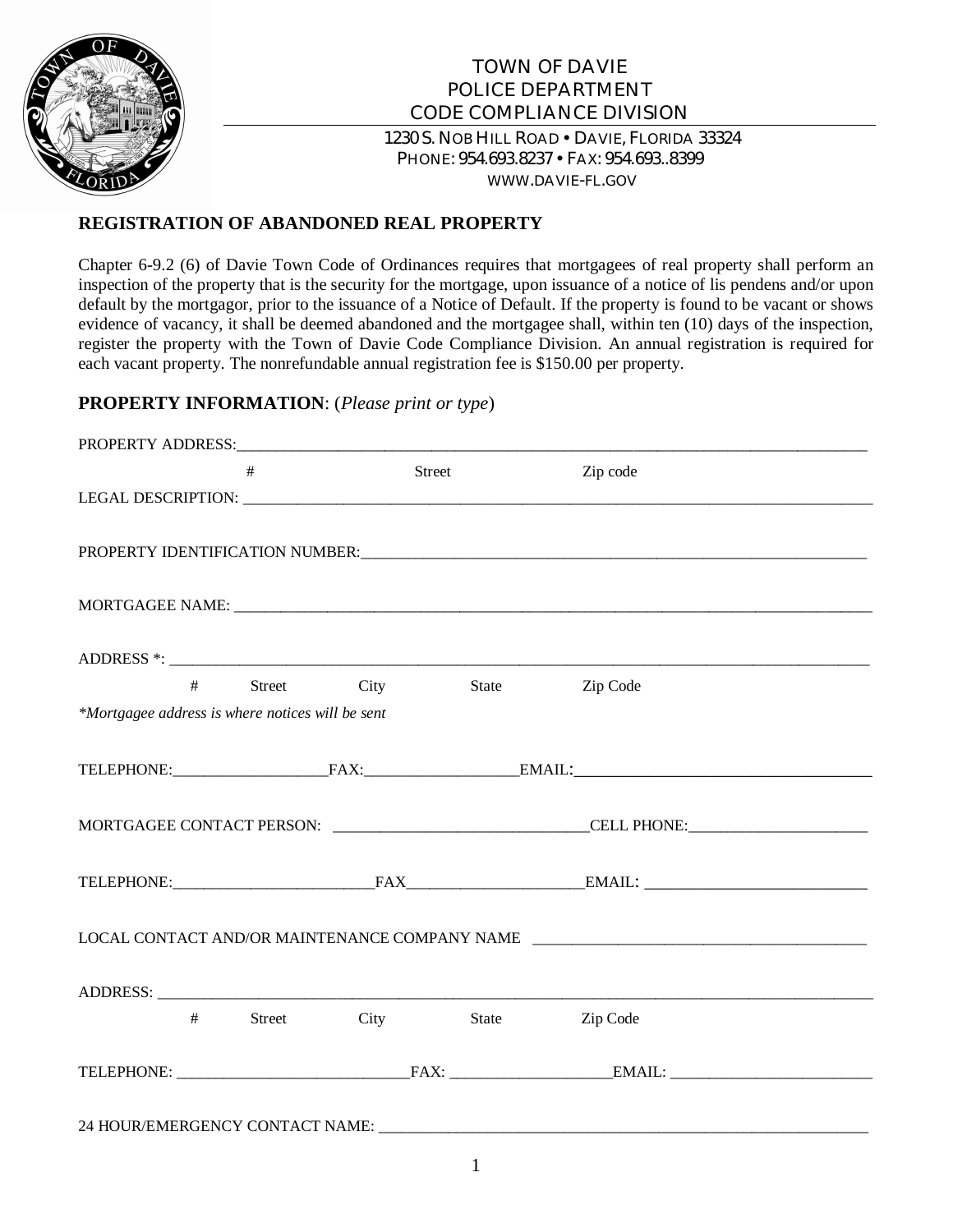TOWN OF DAVIE
POLICE DEPARTMENT
CODE COMPLIANCE DIVISION

1230 S. NOB HILL ROAD • DAVIE, FLORIDA 33324
PHONE: 954.693.8237 • FAX: 954.693..8399
WWW.DAVIE-FL.GOV

## REGISTRATION OF ABANDONED REAL PROPERTY

Chapter 6-9.2 (6) of Davie Town Code of Ordinances requires that mortgagees of real property shall perform an inspection of the property that is the security for the mortgage, upon issuance of a notice of lis pendens and/or upon default by the mortgagor, prior to the issuance of a Notice of Default. If the property is found to be vacant or shows evidence of vacancy, it shall be deemed abandoned and the mortgagee shall, within ten (10) days of the inspection, register the property with the Town of Davie Code Compliance Division. An annual registration is required for each vacant property. The nonrefundable annual registration fee is $150.00 per property.

## PROPERTY INFORMATION: (*Please print or type*)

PROPERTY ADDRESS:_______________________________________________
# Street Zip code

LEGAL DESCRIPTION: _______________________________________________

PROPERTY IDENTIFICATION NUMBER:_______________________________________________

MORTGAGEE NAME: _______________________________________________

ADDRESS *: _______________________________________________
# Street City State Zip Code

*\*Mortgagee address is where notices will be sent*

TELEPHONE:___________________FAX:___________________EMAIL:___________________

MORTGAGEE CONTACT PERSON: ________________________CELL PHONE:___________________

TELEPHONE:___________________FAX___________________EMAIL: ___________________

LOCAL CONTACT AND/OR MAINTENANCE COMPANY NAME ___________________________

ADDRESS: _______________________________________________
# Street City State Zip Code

TELEPHONE: ___________________FAX: ___________________EMAIL: ___________________

24 HOUR/EMERGENCY CONTACT NAME: _______________________________________________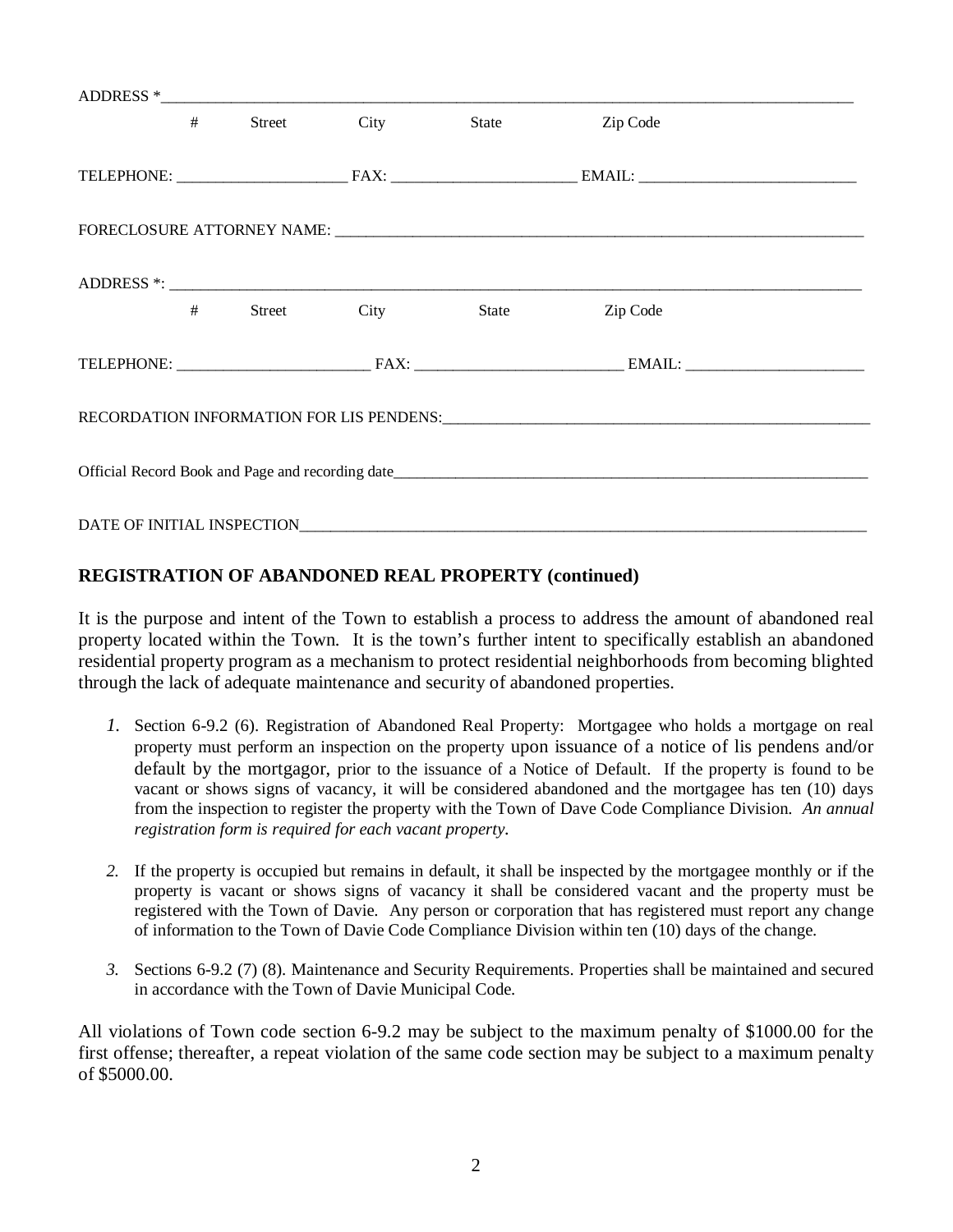ADDRESS *\_\_\_\_\_\_\_\_\_\_\_\_\_\_\_\_\_\_\_\_\_\_\_\_\_\_\_\_\_\_\_\_\_\_\_\_\_\_\_\_\_\_\_\_\_\_\_\_\_\_\_\_\_\_\_\_\_\_\_\_\_\_\_\_\_\_\_\_\_\_\_\_\_\_\_\_

\# Street City State Zip Code

TELEPHONE: \_\_\_\_\_\_\_\_\_\_\_\_\_\_\_\_\_\_\_\_ FAX: \_\_\_\_\_\_\_\_\_\_\_\_\_\_\_\_\_\_\_\_\_\_ EMAIL: \_\_\_\_\_\_\_\_\_\_\_\_\_\_\_\_\_\_\_\_\_\_\_\_\_\_

FORECLOSURE ATTORNEY NAME: \_\_\_\_\_\_\_\_\_\_\_\_\_\_\_\_\_\_\_\_\_\_\_\_\_\_\_\_\_\_\_\_\_\_\_\_\_\_\_\_\_\_\_\_\_\_\_\_\_\_\_\_\_\_\_\_\_\_\_\_\_\_\_\_

ADDRESS *: \_\_\_\_\_\_\_\_\_\_\_\_\_\_\_\_\_\_\_\_\_\_\_\_\_\_\_\_\_\_\_\_\_\_\_\_\_\_\_\_\_\_\_\_\_\_\_\_\_\_\_\_\_\_\_\_\_\_\_\_\_\_\_\_\_\_\_\_\_\_\_\_\_\_\_\_

\# Street City State Zip Code

TELEPHONE: \_\_\_\_\_\_\_\_\_\_\_\_\_\_\_\_\_\_\_\_\_\_\_ FAX: \_\_\_\_\_\_\_\_\_\_\_\_\_\_\_\_\_\_\_\_\_\_\_\_\_ EMAIL: \_\_\_\_\_\_\_\_\_\_\_\_\_\_\_\_\_\_\_\_\_\_

RECORDATION INFORMATION FOR LIS PENDENS:\_\_\_\_\_\_\_\_\_\_\_\_\_\_\_\_\_\_\_\_\_\_\_\_\_\_\_\_\_\_\_\_\_\_\_\_\_\_\_\_\_\_\_\_\_\_\_\_\_\_\_\_

Official Record Book and Page and recording date\_\_\_\_\_\_\_\_\_\_\_\_\_\_\_\_\_\_\_\_\_\_\_\_\_\_\_\_\_\_\_\_\_\_\_\_\_\_\_\_\_\_\_\_\_\_\_\_\_\_\_\_\_\_\_\_\_\_\_\_

DATE OF INITIAL INSPECTION\_\_\_\_\_\_\_\_\_\_\_\_\_\_\_\_\_\_\_\_\_\_\_\_\_\_\_\_\_\_\_\_\_\_\_\_\_\_\_\_\_\_\_\_\_\_\_\_\_\_\_\_\_\_\_\_\_\_\_\_\_\_\_\_\_\_\_\_\_\_\_

**REGISTRATION OF ABANDONED REAL PROPERTY (continued)**

It is the purpose and intent of the Town to establish a process to address the amount of abandoned real property located within the Town. It is the town's further intent to specifically establish an abandoned residential property program as a mechanism to protect residential neighborhoods from becoming blighted through the lack of adequate maintenance and security of abandoned properties.

1. Section 6-9.2 (6). Registration of Abandoned Real Property: Mortgagee who holds a mortgage on real property must perform an inspection on the property upon issuance of a notice of lis pendens and/or default by the mortgagor, prior to the issuance of a Notice of Default. If the property is found to be vacant or shows signs of vacancy, it will be considered abandoned and the mortgagee has ten (10) days from the inspection to register the property with the Town of Dave Code Compliance Division. *An annual registration form is required for each vacant property.*

2. If the property is occupied but remains in default, it shall be inspected by the mortgagee monthly or if the property is vacant or shows signs of vacancy it shall be considered vacant and the property must be registered with the Town of Davie. Any person or corporation that has registered must report any change of information to the Town of Davie Code Compliance Division within ten (10) days of the change.

3. Sections 6-9.2 (7) (8). Maintenance and Security Requirements. Properties shall be maintained and secured in accordance with the Town of Davie Municipal Code.

All violations of Town code section 6-9.2 may be subject to the maximum penalty of $1000.00 for the first offense; thereafter, a repeat violation of the same code section may be subject to a maximum penalty of $5000.00.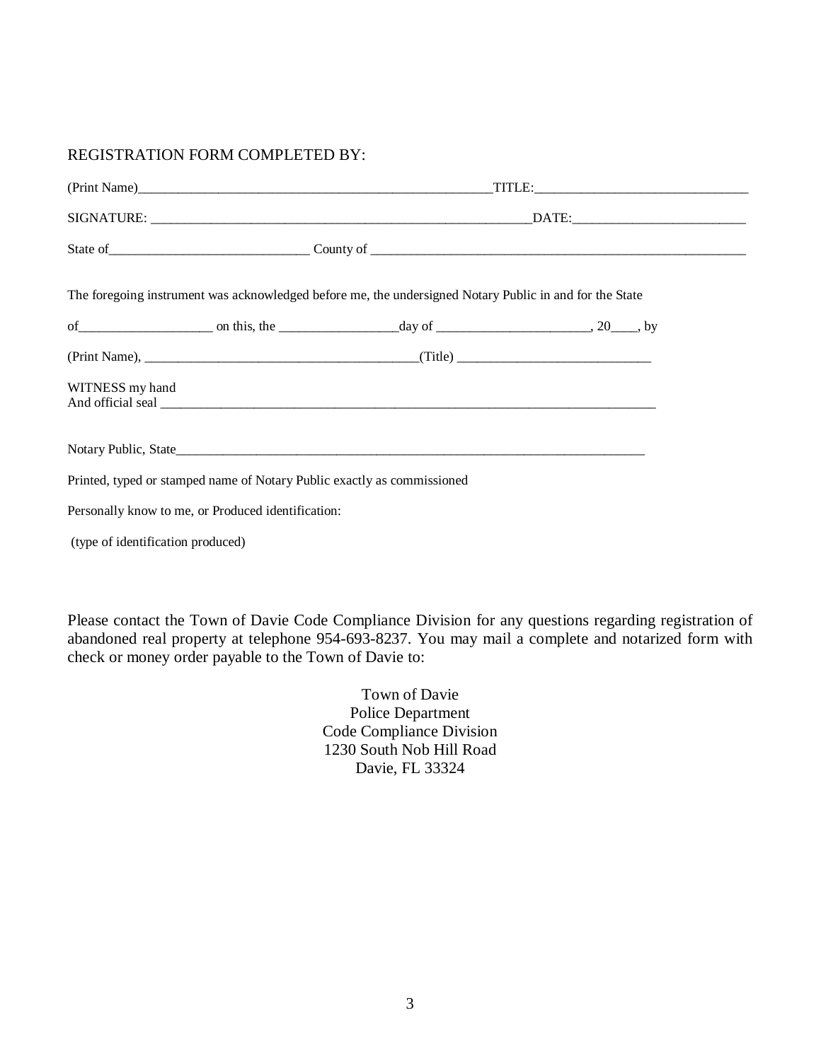REGISTRATION FORM COMPLETED BY:

(Print Name)_______________________________________________________TITLE:_________________________________

SIGNATURE: ___________________________________________________________DATE:__________________________

State of______________________________ County of ___________________________________________________________

The foregoing instrument was acknowledged before me, the undersigned Notary Public in and for the State

of____________________ on this, the __________________day of _______________________, 20____, by

(Print Name), __________________________________________(Title) _____________________________

WITNESS my hand
And official seal ________________________________________________________________________________

Notary Public, State___________________________________________________________________________

Printed, typed or stamped name of Notary Public exactly as commissioned

Personally know to me, or Produced identification:

(type of identification produced)

Please contact the Town of Davie Code Compliance Division for any questions regarding registration of abandoned real property at telephone 954-693-8237. You may mail a complete and notarized form with check or money order payable to the Town of Davie to:

Town of Davie
Police Department
Code Compliance Division
1230 South Nob Hill Road
Davie, FL 33324